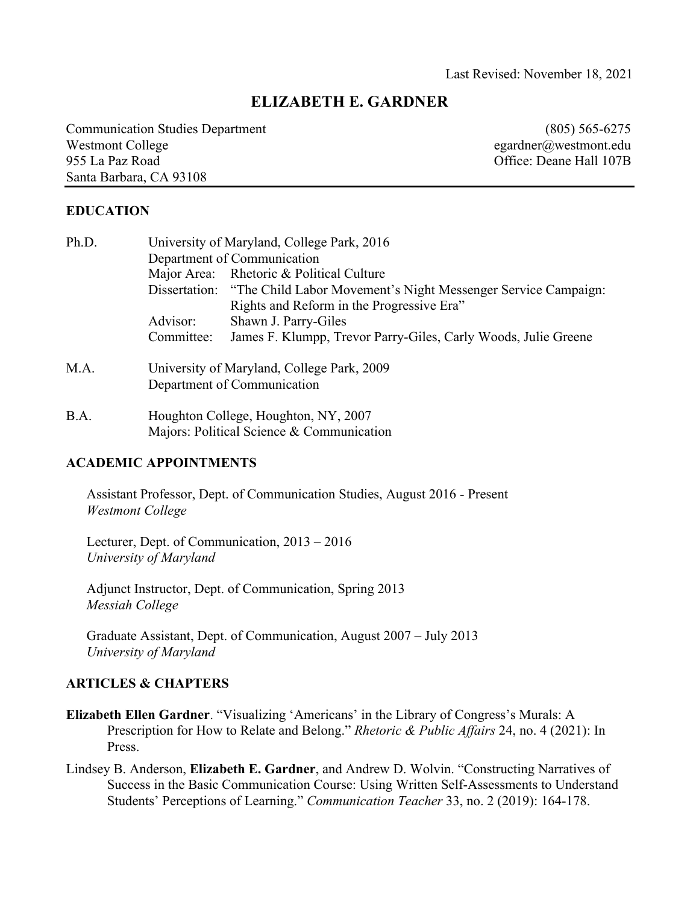Last Revised: November 18, 2021

# ELIZABETH E. GARDNER

Communication Studies Department
Westmont College
955 La Paz Road
Santa Barbara, CA 93108

(805) 565-6275
egardner@westmont.edu
Office: Deane Hall 107B

## EDUCATION

**Ph.D.** University of Maryland, College Park, 2016
Department of Communication
Major Area: Rhetoric & Political Culture
Dissertation: "The Child Labor Movement's Night Messenger Service Campaign: Rights and Reform in the Progressive Era"
Advisor: Shawn J. Parry-Giles
Committee: James F. Klumpp, Trevor Parry-Giles, Carly Woods, Julie Greene

**M.A.** University of Maryland, College Park, 2009
Department of Communication

**B.A.** Houghton College, Houghton, NY, 2007
Majors: Political Science & Communication

## ACADEMIC APPOINTMENTS

Assistant Professor, Dept. of Communication Studies, August 2016 - Present
*Westmont College*

Lecturer, Dept. of Communication, 2013 – 2016
*University of Maryland*

Adjunct Instructor, Dept. of Communication, Spring 2013
*Messiah College*

Graduate Assistant, Dept. of Communication, August 2007 – July 2013
*University of Maryland*

## ARTICLES & CHAPTERS

**Elizabeth Ellen Gardner**. "Visualizing 'Americans' in the Library of Congress's Murals: A Prescription for How to Relate and Belong." *Rhetoric & Public Affairs* 24, no. 4 (2021): In Press.

Lindsey B. Anderson, **Elizabeth E. Gardner**, and Andrew D. Wolvin. "Constructing Narratives of Success in the Basic Communication Course: Using Written Self-Assessments to Understand Students' Perceptions of Learning." *Communication Teacher* 33, no. 2 (2019): 164-178.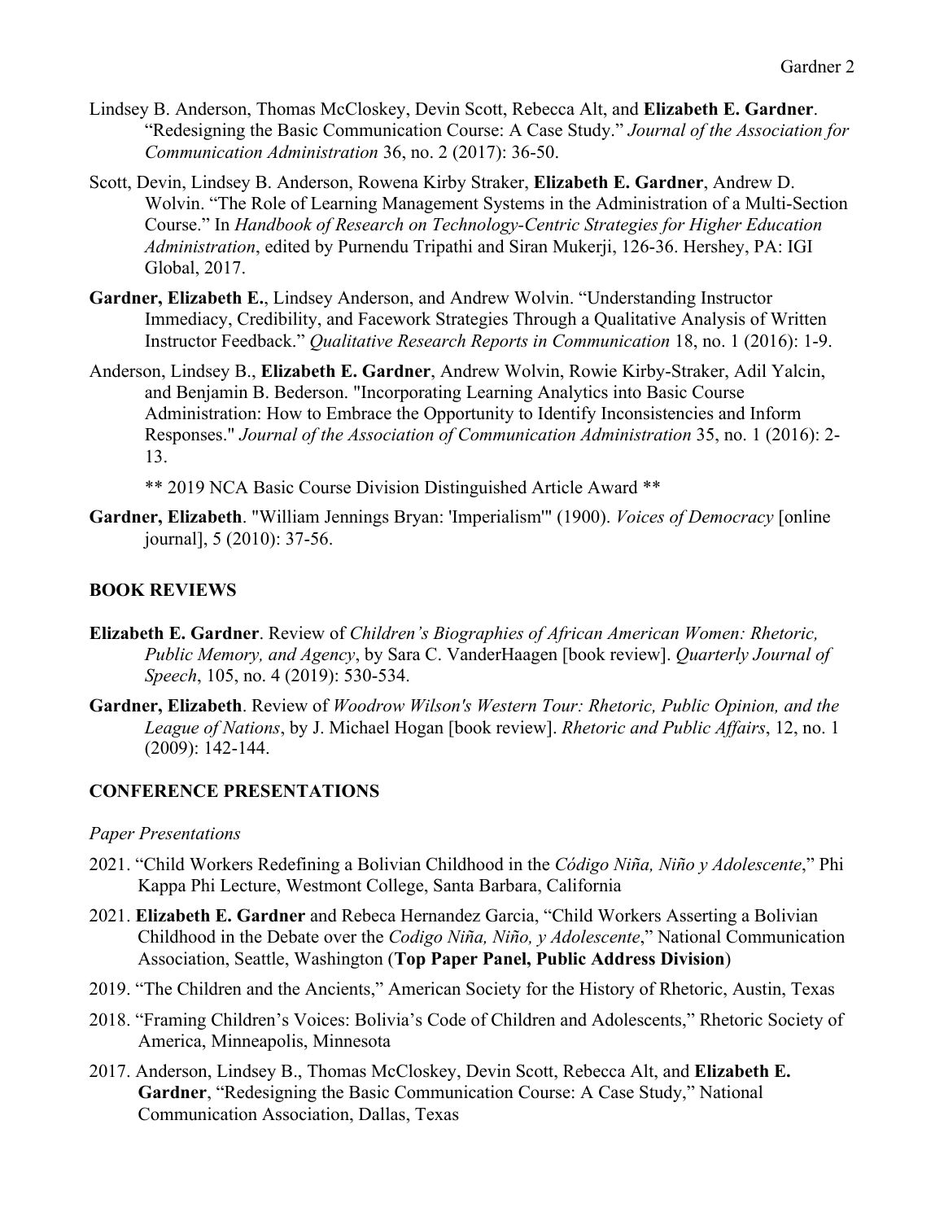Lindsey B. Anderson, Thomas McCloskey, Devin Scott, Rebecca Alt, and **Elizabeth E. Gardner**. "Redesigning the Basic Communication Course: A Case Study." *Journal of the Association for Communication Administration* 36, no. 2 (2017): 36-50.

Scott, Devin, Lindsey B. Anderson, Rowena Kirby Straker, **Elizabeth E. Gardner**, Andrew D. Wolvin. "The Role of Learning Management Systems in the Administration of a Multi-Section Course." In *Handbook of Research on Technology-Centric Strategies for Higher Education Administration*, edited by Purnendu Tripathi and Siran Mukerji, 126-36. Hershey, PA: IGI Global, 2017.

**Gardner, Elizabeth E.**, Lindsey Anderson, and Andrew Wolvin. "Understanding Instructor Immediacy, Credibility, and Facework Strategies Through a Qualitative Analysis of Written Instructor Feedback." *Qualitative Research Reports in Communication* 18, no. 1 (2016): 1-9.

Anderson, Lindsey B., **Elizabeth E. Gardner**, Andrew Wolvin, Rowie Kirby-Straker, Adil Yalcin, and Benjamin B. Bederson. "Incorporating Learning Analytics into Basic Course Administration: How to Embrace the Opportunity to Identify Inconsistencies and Inform Responses." *Journal of the Association of Communication Administration* 35, no. 1 (2016): 2-13.

** 2019 NCA Basic Course Division Distinguished Article Award **

**Gardner, Elizabeth**. "William Jennings Bryan: 'Imperialism'" (1900). *Voices of Democracy* [online journal], 5 (2010): 37-56.

## BOOK REVIEWS

**Elizabeth E. Gardner**. Review of *Children's Biographies of African American Women: Rhetoric, Public Memory, and Agency*, by Sara C. VanderHaagen [book review]. *Quarterly Journal of Speech*, 105, no. 4 (2019): 530-534.

**Gardner, Elizabeth**. Review of *Woodrow Wilson's Western Tour: Rhetoric, Public Opinion, and the League of Nations*, by J. Michael Hogan [book review]. *Rhetoric and Public Affairs*, 12, no. 1 (2009): 142-144.

## CONFERENCE PRESENTATIONS

*Paper Presentations*

2021. "Child Workers Redefining a Bolivian Childhood in the *Código Niña, Niño y Adolescente*," Phi Kappa Phi Lecture, Westmont College, Santa Barbara, California

2021. **Elizabeth E. Gardner** and Rebeca Hernandez Garcia, "Child Workers Asserting a Bolivian Childhood in the Debate over the *Codigo Niña, Niño, y Adolescente*," National Communication Association, Seattle, Washington (**Top Paper Panel, Public Address Division**)

2019. "The Children and the Ancients," American Society for the History of Rhetoric, Austin, Texas

2018. "Framing Children's Voices: Bolivia's Code of Children and Adolescents," Rhetoric Society of America, Minneapolis, Minnesota

2017. Anderson, Lindsey B., Thomas McCloskey, Devin Scott, Rebecca Alt, and **Elizabeth E. Gardner**, "Redesigning the Basic Communication Course: A Case Study," National Communication Association, Dallas, Texas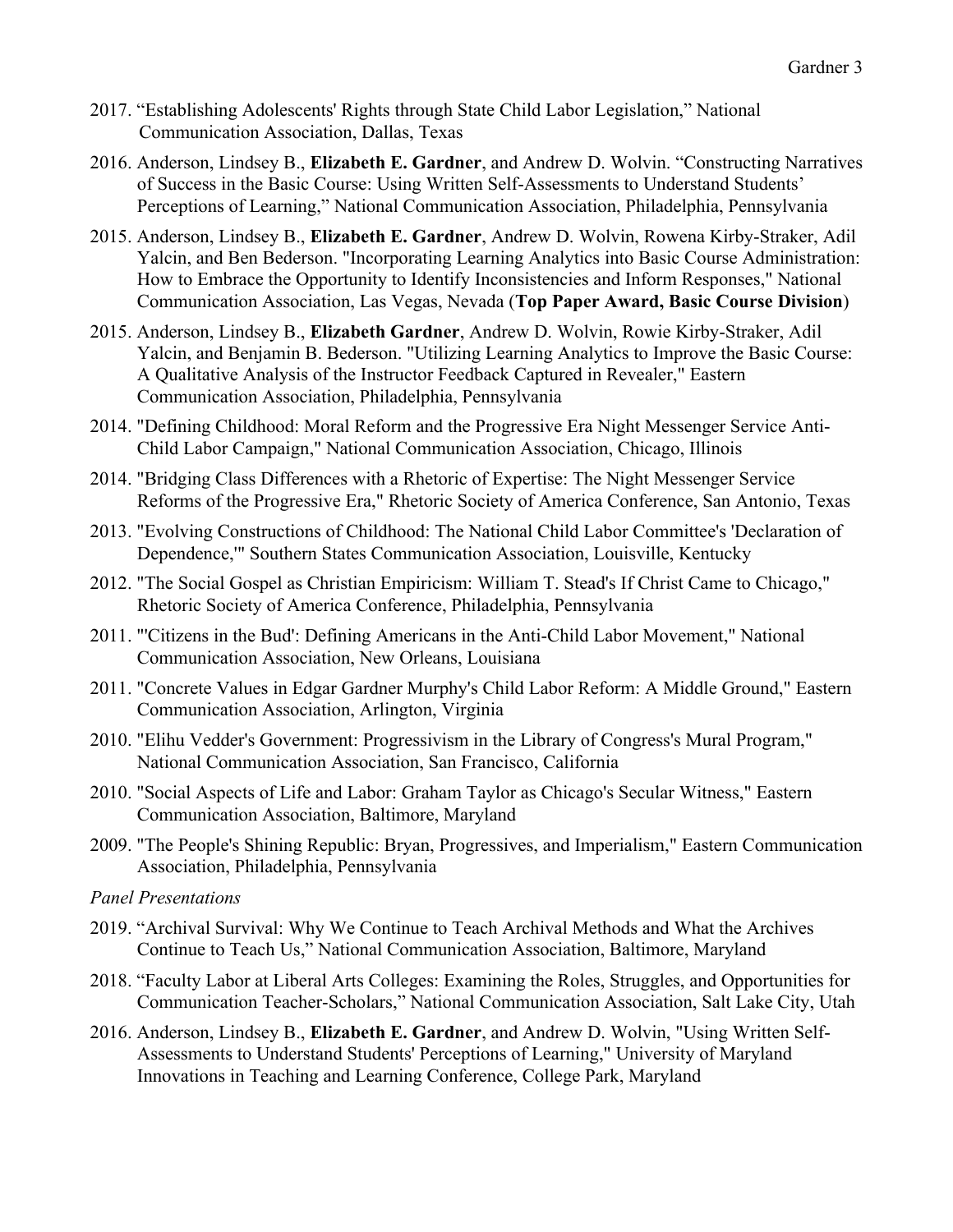2017. "Establishing Adolescents' Rights through State Child Labor Legislation," National Communication Association, Dallas, Texas

2016. Anderson, Lindsey B., **Elizabeth E. Gardner**, and Andrew D. Wolvin. "Constructing Narratives of Success in the Basic Course: Using Written Self-Assessments to Understand Students' Perceptions of Learning," National Communication Association, Philadelphia, Pennsylvania

2015. Anderson, Lindsey B., **Elizabeth E. Gardner**, Andrew D. Wolvin, Rowena Kirby-Straker, Adil Yalcin, and Ben Bederson. "Incorporating Learning Analytics into Basic Course Administration: How to Embrace the Opportunity to Identify Inconsistencies and Inform Responses," National Communication Association, Las Vegas, Nevada (**Top Paper Award, Basic Course Division**)

2015. Anderson, Lindsey B., **Elizabeth Gardner**, Andrew D. Wolvin, Rowie Kirby-Straker, Adil Yalcin, and Benjamin B. Bederson. "Utilizing Learning Analytics to Improve the Basic Course: A Qualitative Analysis of the Instructor Feedback Captured in Revealer," Eastern Communication Association, Philadelphia, Pennsylvania

2014. "Defining Childhood: Moral Reform and the Progressive Era Night Messenger Service Anti-Child Labor Campaign," National Communication Association, Chicago, Illinois

2014. "Bridging Class Differences with a Rhetoric of Expertise: The Night Messenger Service Reforms of the Progressive Era," Rhetoric Society of America Conference, San Antonio, Texas

2013. "Evolving Constructions of Childhood: The National Child Labor Committee's 'Declaration of Dependence,'" Southern States Communication Association, Louisville, Kentucky

2012. "The Social Gospel as Christian Empiricism: William T. Stead's If Christ Came to Chicago," Rhetoric Society of America Conference, Philadelphia, Pennsylvania

2011. "'Citizens in the Bud': Defining Americans in the Anti-Child Labor Movement," National Communication Association, New Orleans, Louisiana

2011. "Concrete Values in Edgar Gardner Murphy's Child Labor Reform: A Middle Ground," Eastern Communication Association, Arlington, Virginia

2010. "Elihu Vedder's Government: Progressivism in the Library of Congress's Mural Program," National Communication Association, San Francisco, California

2010. "Social Aspects of Life and Labor: Graham Taylor as Chicago's Secular Witness," Eastern Communication Association, Baltimore, Maryland

2009. "The People's Shining Republic: Bryan, Progressives, and Imperialism," Eastern Communication Association, Philadelphia, Pennsylvania

*Panel Presentations*

2019. "Archival Survival: Why We Continue to Teach Archival Methods and What the Archives Continue to Teach Us," National Communication Association, Baltimore, Maryland

2018. "Faculty Labor at Liberal Arts Colleges: Examining the Roles, Struggles, and Opportunities for Communication Teacher-Scholars," National Communication Association, Salt Lake City, Utah

2016. Anderson, Lindsey B., **Elizabeth E. Gardner**, and Andrew D. Wolvin, "Using Written Self-Assessments to Understand Students' Perceptions of Learning," University of Maryland Innovations in Teaching and Learning Conference, College Park, Maryland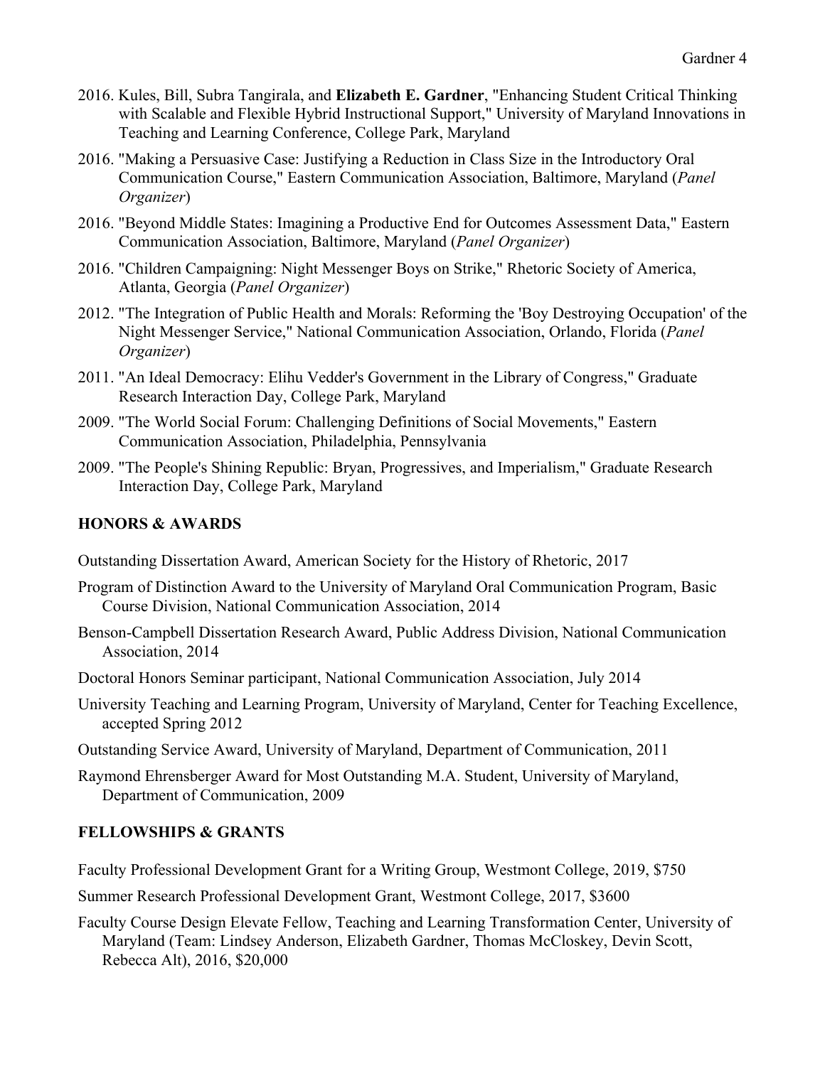2016. Kules, Bill, Subra Tangirala, and **Elizabeth E. Gardner**, "Enhancing Student Critical Thinking with Scalable and Flexible Hybrid Instructional Support," University of Maryland Innovations in Teaching and Learning Conference, College Park, Maryland

2016. "Making a Persuasive Case: Justifying a Reduction in Class Size in the Introductory Oral Communication Course," Eastern Communication Association, Baltimore, Maryland (*Panel Organizer*)

2016. "Beyond Middle States: Imagining a Productive End for Outcomes Assessment Data," Eastern Communication Association, Baltimore, Maryland (*Panel Organizer*)

2016. "Children Campaigning: Night Messenger Boys on Strike," Rhetoric Society of America, Atlanta, Georgia (*Panel Organizer*)

2012. "The Integration of Public Health and Morals: Reforming the 'Boy Destroying Occupation' of the Night Messenger Service," National Communication Association, Orlando, Florida (*Panel Organizer*)

2011. "An Ideal Democracy: Elihu Vedder's Government in the Library of Congress," Graduate Research Interaction Day, College Park, Maryland

2009. "The World Social Forum: Challenging Definitions of Social Movements," Eastern Communication Association, Philadelphia, Pennsylvania

2009. "The People's Shining Republic: Bryan, Progressives, and Imperialism," Graduate Research Interaction Day, College Park, Maryland

## HONORS & AWARDS

Outstanding Dissertation Award, American Society for the History of Rhetoric, 2017

Program of Distinction Award to the University of Maryland Oral Communication Program, Basic Course Division, National Communication Association, 2014

Benson-Campbell Dissertation Research Award, Public Address Division, National Communication Association, 2014

Doctoral Honors Seminar participant, National Communication Association, July 2014

University Teaching and Learning Program, University of Maryland, Center for Teaching Excellence, accepted Spring 2012

Outstanding Service Award, University of Maryland, Department of Communication, 2011

Raymond Ehrensberger Award for Most Outstanding M.A. Student, University of Maryland, Department of Communication, 2009

## FELLOWSHIPS & GRANTS

Faculty Professional Development Grant for a Writing Group, Westmont College, 2019, $750

Summer Research Professional Development Grant, Westmont College, 2017, $3600

Faculty Course Design Elevate Fellow, Teaching and Learning Transformation Center, University of Maryland (Team: Lindsey Anderson, Elizabeth Gardner, Thomas McCloskey, Devin Scott, Rebecca Alt), 2016, $20,000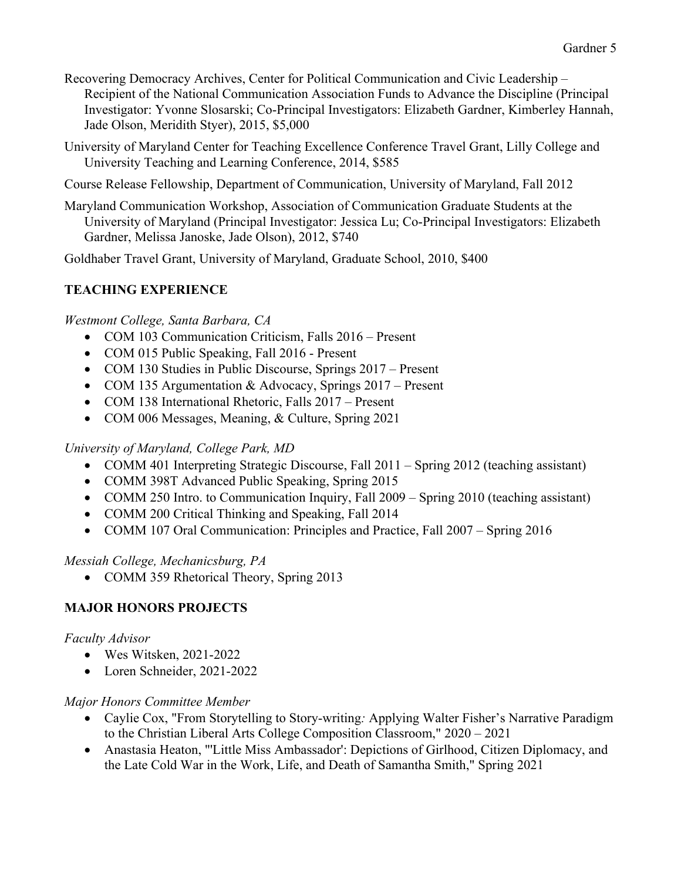Recovering Democracy Archives, Center for Political Communication and Civic Leadership – Recipient of the National Communication Association Funds to Advance the Discipline (Principal Investigator: Yvonne Slosarski; Co-Principal Investigators: Elizabeth Gardner, Kimberley Hannah, Jade Olson, Meridith Styer), 2015, $5,000

University of Maryland Center for Teaching Excellence Conference Travel Grant, Lilly College and University Teaching and Learning Conference, 2014, $585

Course Release Fellowship, Department of Communication, University of Maryland, Fall 2012

Maryland Communication Workshop, Association of Communication Graduate Students at the University of Maryland (Principal Investigator: Jessica Lu; Co-Principal Investigators: Elizabeth Gardner, Melissa Janoske, Jade Olson), 2012, $740

Goldhaber Travel Grant, University of Maryland, Graduate School, 2010, $400

## TEACHING EXPERIENCE

*Westmont College, Santa Barbara, CA*

- COM 103 Communication Criticism, Falls 2016 – Present
- COM 015 Public Speaking, Fall 2016 - Present
- COM 130 Studies in Public Discourse, Springs 2017 – Present
- COM 135 Argumentation & Advocacy, Springs 2017 – Present
- COM 138 International Rhetoric, Falls 2017 – Present
- COM 006 Messages, Meaning, & Culture, Spring 2021

*University of Maryland, College Park, MD*

- COMM 401 Interpreting Strategic Discourse, Fall 2011 – Spring 2012 (teaching assistant)
- COMM 398T Advanced Public Speaking, Spring 2015
- COMM 250 Intro. to Communication Inquiry, Fall 2009 – Spring 2010 (teaching assistant)
- COMM 200 Critical Thinking and Speaking, Fall 2014
- COMM 107 Oral Communication: Principles and Practice, Fall 2007 – Spring 2016

*Messiah College, Mechanicsburg, PA*

- COMM 359 Rhetorical Theory, Spring 2013

## MAJOR HONORS PROJECTS

*Faculty Advisor*

- Wes Witsken, 2021-2022
- Loren Schneider, 2021-2022

*Major Honors Committee Member*

- Caylie Cox, "From Storytelling to Story-writing*:* Applying Walter Fisher's Narrative Paradigm to the Christian Liberal Arts College Composition Classroom," 2020 – 2021
- Anastasia Heaton, "'Little Miss Ambassador': Depictions of Girlhood, Citizen Diplomacy, and the Late Cold War in the Work, Life, and Death of Samantha Smith," Spring 2021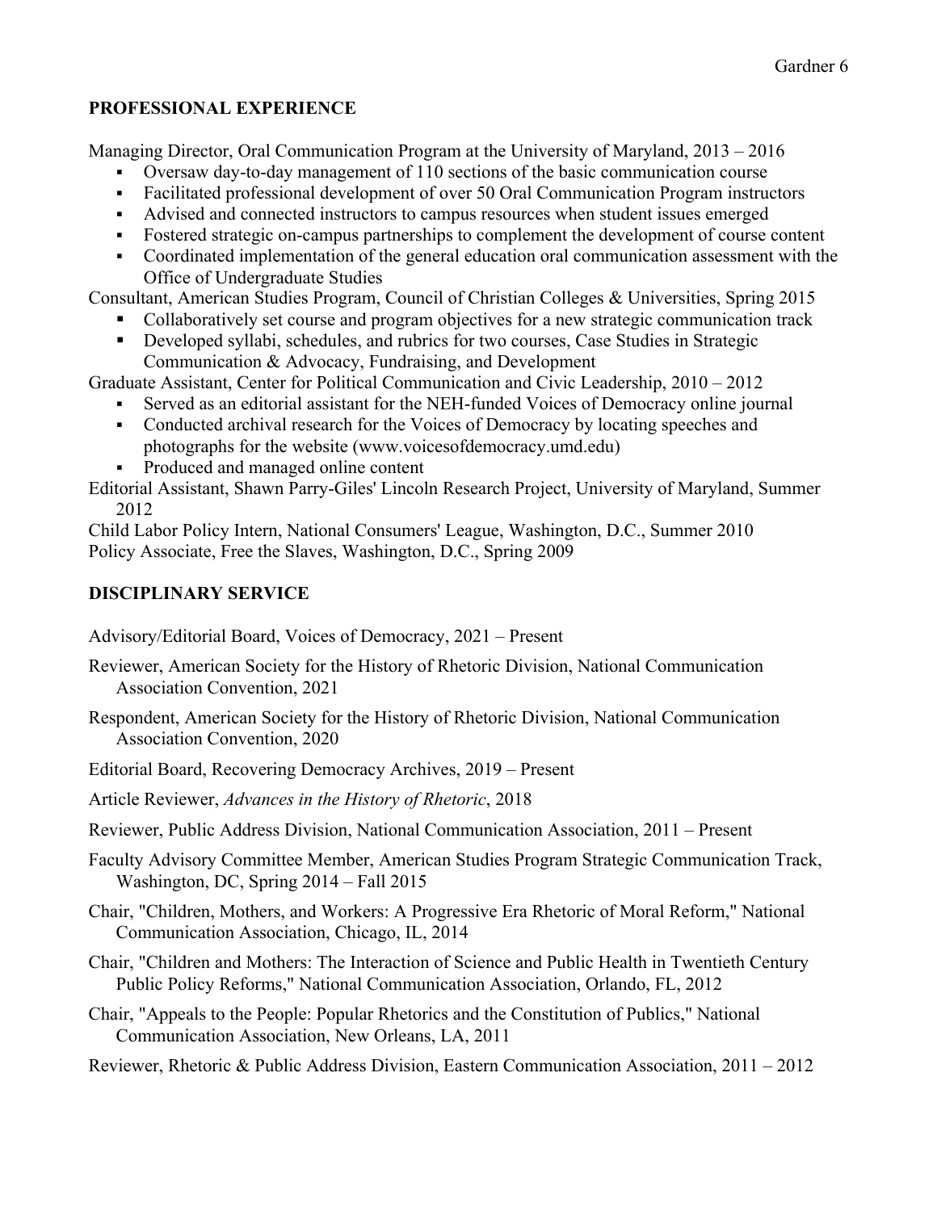## PROFESSIONAL EXPERIENCE

Managing Director, Oral Communication Program at the University of Maryland, 2013 – 2016

- Oversaw day-to-day management of 110 sections of the basic communication course
- Facilitated professional development of over 50 Oral Communication Program instructors
- Advised and connected instructors to campus resources when student issues emerged
- Fostered strategic on-campus partnerships to complement the development of course content
- Coordinated implementation of the general education oral communication assessment with the Office of Undergraduate Studies

Consultant, American Studies Program, Council of Christian Colleges & Universities, Spring 2015

- Collaboratively set course and program objectives for a new strategic communication track
- Developed syllabi, schedules, and rubrics for two courses, Case Studies in Strategic Communication & Advocacy, Fundraising, and Development

Graduate Assistant, Center for Political Communication and Civic Leadership, 2010 – 2012

- Served as an editorial assistant for the NEH-funded Voices of Democracy online journal
- Conducted archival research for the Voices of Democracy by locating speeches and photographs for the website (www.voicesofdemocracy.umd.edu)
- Produced and managed online content

Editorial Assistant, Shawn Parry-Giles' Lincoln Research Project, University of Maryland, Summer 2012

Child Labor Policy Intern, National Consumers' League, Washington, D.C., Summer 2010

Policy Associate, Free the Slaves, Washington, D.C., Spring 2009

## DISCIPLINARY SERVICE

Advisory/Editorial Board, Voices of Democracy, 2021 – Present

Reviewer, American Society for the History of Rhetoric Division, National Communication Association Convention, 2021

Respondent, American Society for the History of Rhetoric Division, National Communication Association Convention, 2020

Editorial Board, Recovering Democracy Archives, 2019 – Present

Article Reviewer, *Advances in the History of Rhetoric*, 2018

Reviewer, Public Address Division, National Communication Association, 2011 – Present

Faculty Advisory Committee Member, American Studies Program Strategic Communication Track, Washington, DC, Spring 2014 – Fall 2015

Chair, "Children, Mothers, and Workers: A Progressive Era Rhetoric of Moral Reform," National Communication Association, Chicago, IL, 2014

Chair, "Children and Mothers: The Interaction of Science and Public Health in Twentieth Century Public Policy Reforms," National Communication Association, Orlando, FL, 2012

Chair, "Appeals to the People: Popular Rhetorics and the Constitution of Publics," National Communication Association, New Orleans, LA, 2011

Reviewer, Rhetoric & Public Address Division, Eastern Communication Association, 2011 – 2012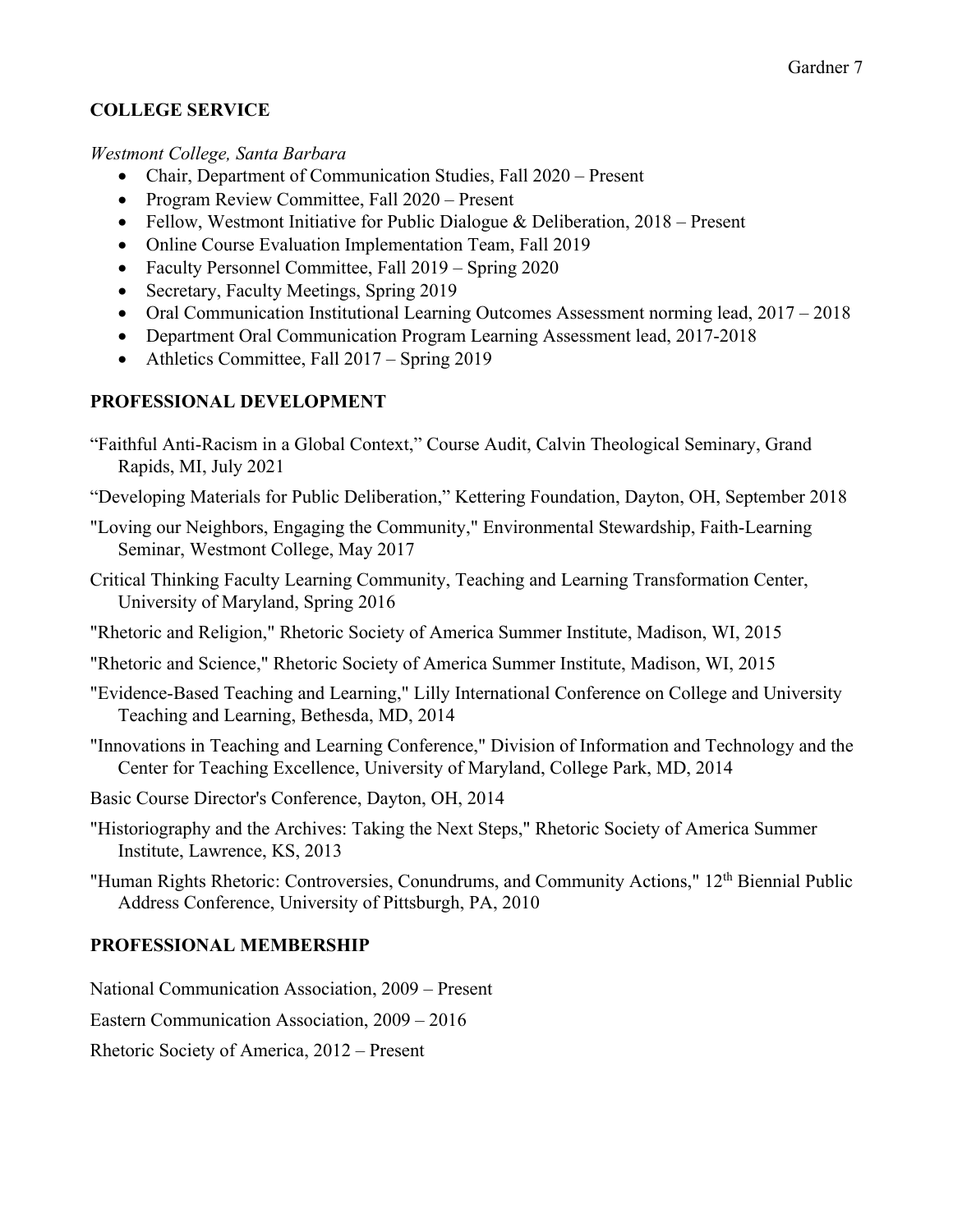## COLLEGE SERVICE

*Westmont College, Santa Barbara*

- Chair, Department of Communication Studies, Fall 2020 – Present
- Program Review Committee, Fall 2020 – Present
- Fellow, Westmont Initiative for Public Dialogue & Deliberation, 2018 – Present
- Online Course Evaluation Implementation Team, Fall 2019
- Faculty Personnel Committee, Fall 2019 – Spring 2020
- Secretary, Faculty Meetings, Spring 2019
- Oral Communication Institutional Learning Outcomes Assessment norming lead, 2017 – 2018
- Department Oral Communication Program Learning Assessment lead, 2017-2018
- Athletics Committee, Fall 2017 – Spring 2019

## PROFESSIONAL DEVELOPMENT

"Faithful Anti-Racism in a Global Context," Course Audit, Calvin Theological Seminary, Grand Rapids, MI, July 2021

"Developing Materials for Public Deliberation," Kettering Foundation, Dayton, OH, September 2018

"Loving our Neighbors, Engaging the Community," Environmental Stewardship, Faith-Learning Seminar, Westmont College, May 2017

Critical Thinking Faculty Learning Community, Teaching and Learning Transformation Center, University of Maryland, Spring 2016

"Rhetoric and Religion," Rhetoric Society of America Summer Institute, Madison, WI, 2015

"Rhetoric and Science," Rhetoric Society of America Summer Institute, Madison, WI, 2015

"Evidence-Based Teaching and Learning," Lilly International Conference on College and University Teaching and Learning, Bethesda, MD, 2014

"Innovations in Teaching and Learning Conference," Division of Information and Technology and the Center for Teaching Excellence, University of Maryland, College Park, MD, 2014

Basic Course Director's Conference, Dayton, OH, 2014

"Historiography and the Archives: Taking the Next Steps," Rhetoric Society of America Summer Institute, Lawrence, KS, 2013

"Human Rights Rhetoric: Controversies, Conundrums, and Community Actions," 12th Biennial Public Address Conference, University of Pittsburgh, PA, 2010

## PROFESSIONAL MEMBERSHIP

National Communication Association, 2009 – Present

Eastern Communication Association, 2009 – 2016

Rhetoric Society of America, 2012 – Present